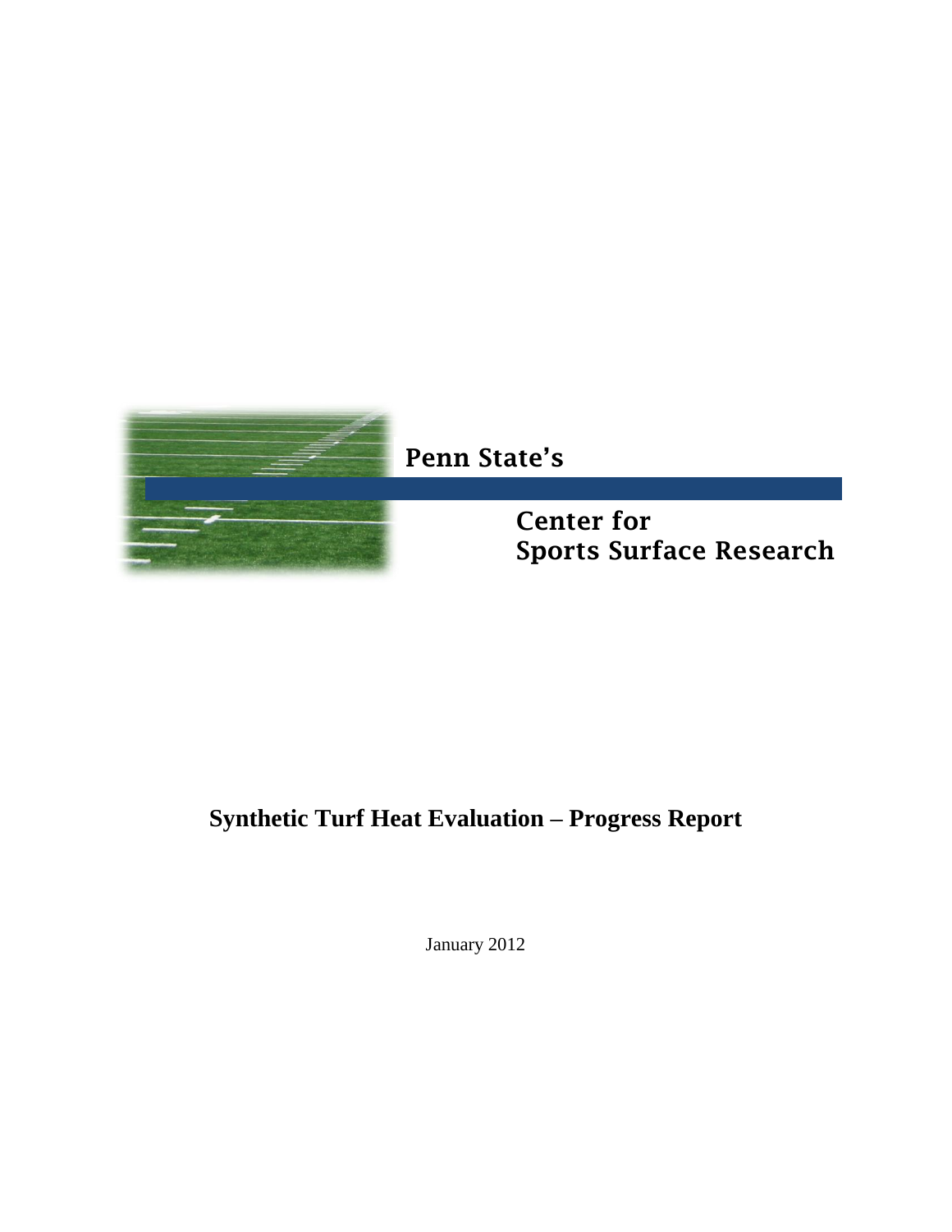Penn State's

**Center for Sports Surface Research**

# Synthetic Turf Heat Evaluation – Progress Report

January 2012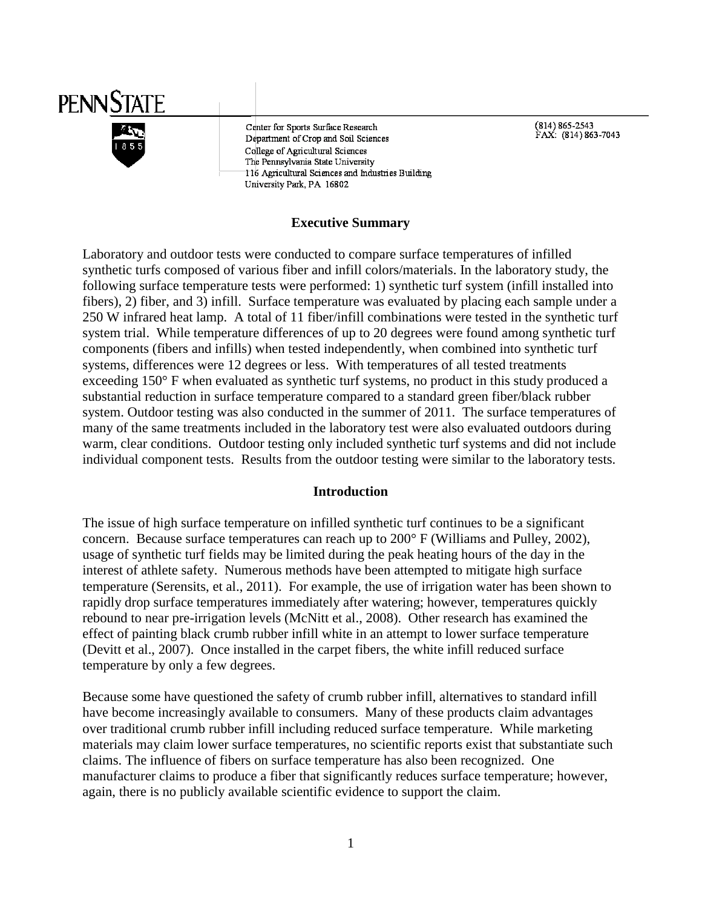PENNSTATE

Center for Sports Surface Research
Department of Crop and Soil Sciences
College of Agricultural Sciences
The Pennsylvania State University
116 Agricultural Sciences and Industries Building
University Park, PA 16802

(814) 865-2543
FAX: (814) 863-7043

## Executive Summary

Laboratory and outdoor tests were conducted to compare surface temperatures of infilled synthetic turfs composed of various fiber and infill colors/materials. In the laboratory study, the following surface temperature tests were performed: 1) synthetic turf system (infill installed into fibers), 2) fiber, and 3) infill. Surface temperature was evaluated by placing each sample under a 250 W infrared heat lamp. A total of 11 fiber/infill combinations were tested in the synthetic turf system trial. While temperature differences of up to 20 degrees were found among synthetic turf components (fibers and infills) when tested independently, when combined into synthetic turf systems, differences were 12 degrees or less. With temperatures of all tested treatments exceeding 150° F when evaluated as synthetic turf systems, no product in this study produced a substantial reduction in surface temperature compared to a standard green fiber/black rubber system. Outdoor testing was also conducted in the summer of 2011. The surface temperatures of many of the same treatments included in the laboratory test were also evaluated outdoors during warm, clear conditions. Outdoor testing only included synthetic turf systems and did not include individual component tests. Results from the outdoor testing were similar to the laboratory tests.

## Introduction

The issue of high surface temperature on infilled synthetic turf continues to be a significant concern. Because surface temperatures can reach up to 200° F (Williams and Pulley, 2002), usage of synthetic turf fields may be limited during the peak heating hours of the day in the interest of athlete safety. Numerous methods have been attempted to mitigate high surface temperature (Serensits, et al., 2011). For example, the use of irrigation water has been shown to rapidly drop surface temperatures immediately after watering; however, temperatures quickly rebound to near pre-irrigation levels (McNitt et al., 2008). Other research has examined the effect of painting black crumb rubber infill white in an attempt to lower surface temperature (Devitt et al., 2007). Once installed in the carpet fibers, the white infill reduced surface temperature by only a few degrees.

Because some have questioned the safety of crumb rubber infill, alternatives to standard infill have become increasingly available to consumers. Many of these products claim advantages over traditional crumb rubber infill including reduced surface temperature. While marketing materials may claim lower surface temperatures, no scientific reports exist that substantiate such claims. The influence of fibers on surface temperature has also been recognized. One manufacturer claims to produce a fiber that significantly reduces surface temperature; however, again, there is no publicly available scientific evidence to support the claim.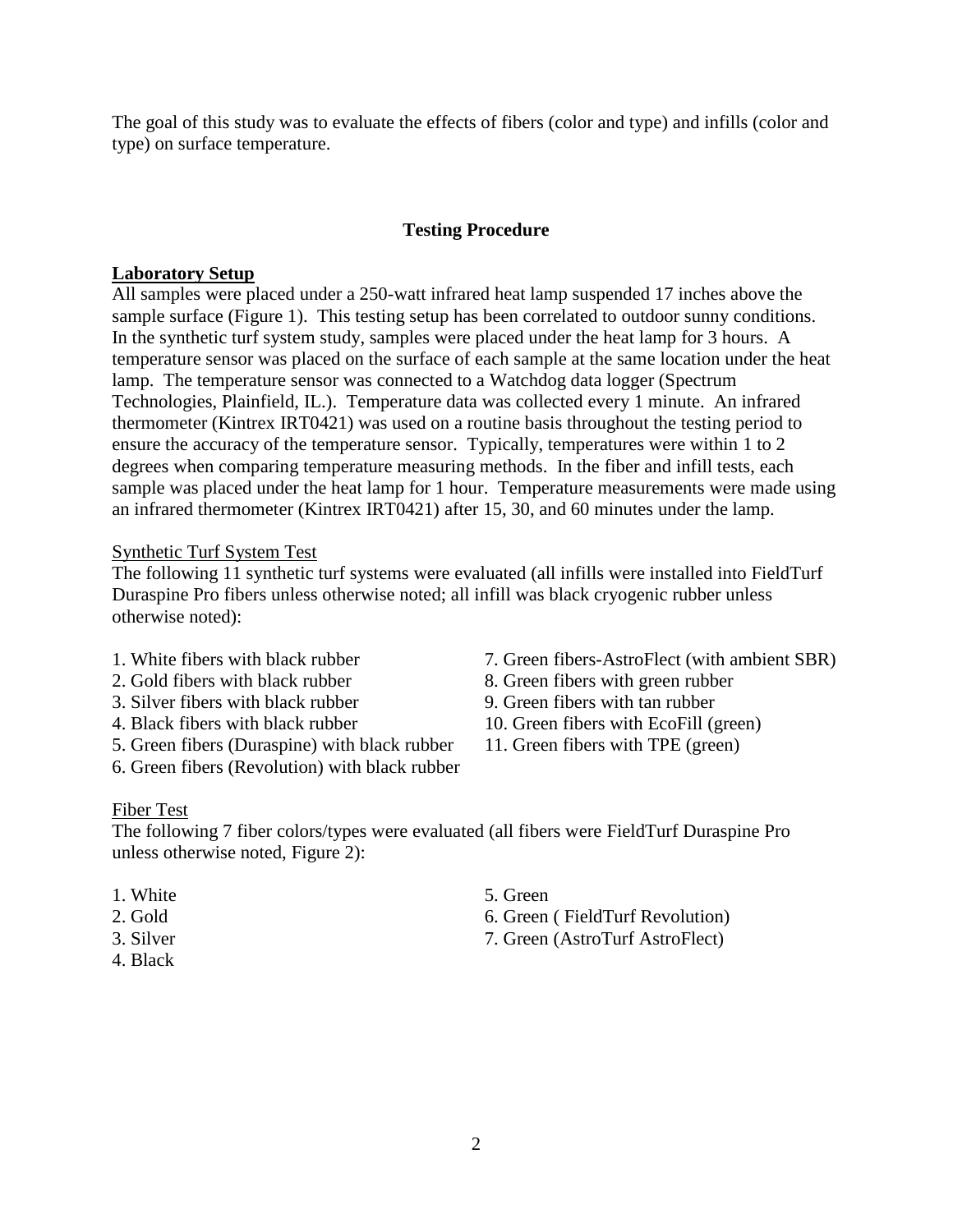The goal of this study was to evaluate the effects of fibers (color and type) and infills (color and type) on surface temperature.

## Testing Procedure

### Laboratory Setup

All samples were placed under a 250-watt infrared heat lamp suspended 17 inches above the sample surface (Figure 1). This testing setup has been correlated to outdoor sunny conditions. In the synthetic turf system study, samples were placed under the heat lamp for 3 hours. A temperature sensor was placed on the surface of each sample at the same location under the heat lamp. The temperature sensor was connected to a Watchdog data logger (Spectrum Technologies, Plainfield, IL.). Temperature data was collected every 1 minute. An infrared thermometer (Kintrex IRT0421) was used on a routine basis throughout the testing period to ensure the accuracy of the temperature sensor. Typically, temperatures were within 1 to 2 degrees when comparing temperature measuring methods. In the fiber and infill tests, each sample was placed under the heat lamp for 1 hour. Temperature measurements were made using an infrared thermometer (Kintrex IRT0421) after 15, 30, and 60 minutes under the lamp.

#### Synthetic Turf System Test

The following 11 synthetic turf systems were evaluated (all infills were installed into FieldTurf Duraspine Pro fibers unless otherwise noted; all infill was black cryogenic rubber unless otherwise noted):

1. White fibers with black rubber
2. Gold fibers with black rubber
3. Silver fibers with black rubber
4. Black fibers with black rubber
5. Green fibers (Duraspine) with black rubber
6. Green fibers (Revolution) with black rubber
7. Green fibers-AstroFlect (with ambient SBR)
8. Green fibers with green rubber
9. Green fibers with tan rubber
10. Green fibers with EcoFill (green)
11. Green fibers with TPE (green)

#### Fiber Test

The following 7 fiber colors/types were evaluated (all fibers were FieldTurf Duraspine Pro unless otherwise noted, Figure 2):

1. White
2. Gold
3. Silver
4. Black
5. Green
6. Green ( FieldTurf Revolution)
7. Green (AstroTurf AstroFlect)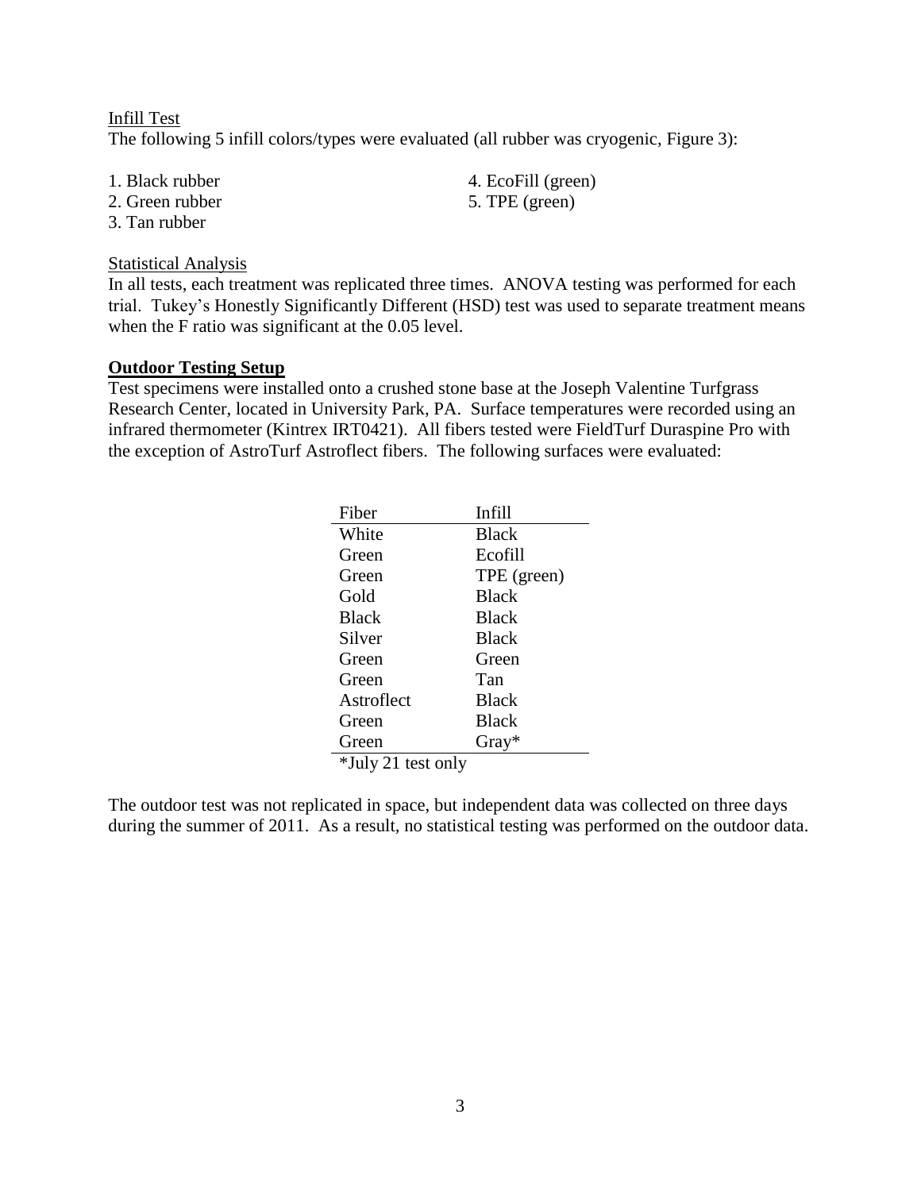Infill Test

The following 5 infill colors/types were evaluated (all rubber was cryogenic, Figure 3):

1. Black rubber
2. Green rubber
3. Tan rubber
4. EcoFill (green)
5. TPE (green)

Statistical Analysis

In all tests, each treatment was replicated three times. ANOVA testing was performed for each trial. Tukey's Honestly Significantly Different (HSD) test was used to separate treatment means when the F ratio was significant at the 0.05 level.

**Outdoor Testing Setup**

Test specimens were installed onto a crushed stone base at the Joseph Valentine Turfgrass Research Center, located in University Park, PA. Surface temperatures were recorded using an infrared thermometer (Kintrex IRT0421). All fibers tested were FieldTurf Duraspine Pro with the exception of AstroTurf Astroflect fibers. The following surfaces were evaluated:

| Fiber | Infill |
|---|---|
| White | Black |
| Green | Ecofill |
| Green | TPE (green) |
| Gold | Black |
| Black | Black |
| Silver | Black |
| Green | Green |
| Green | Tan |
| Astroflect | Black |
| Green | Black |
| Green | Gray* |

*July 21 test only

The outdoor test was not replicated in space, but independent data was collected on three days during the summer of 2011. As a result, no statistical testing was performed on the outdoor data.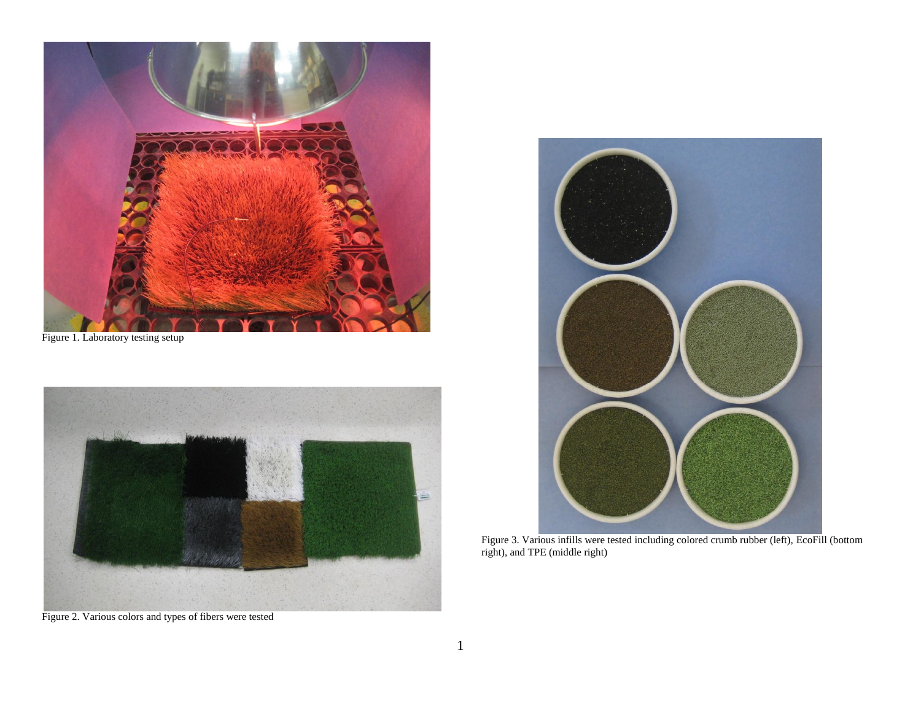Figure 1. Laboratory testing setup

Figure 2. Various colors and types of fibers were tested

Figure 3. Various infills were tested including colored crumb rubber (left), EcoFill (bottom right), and TPE (middle right)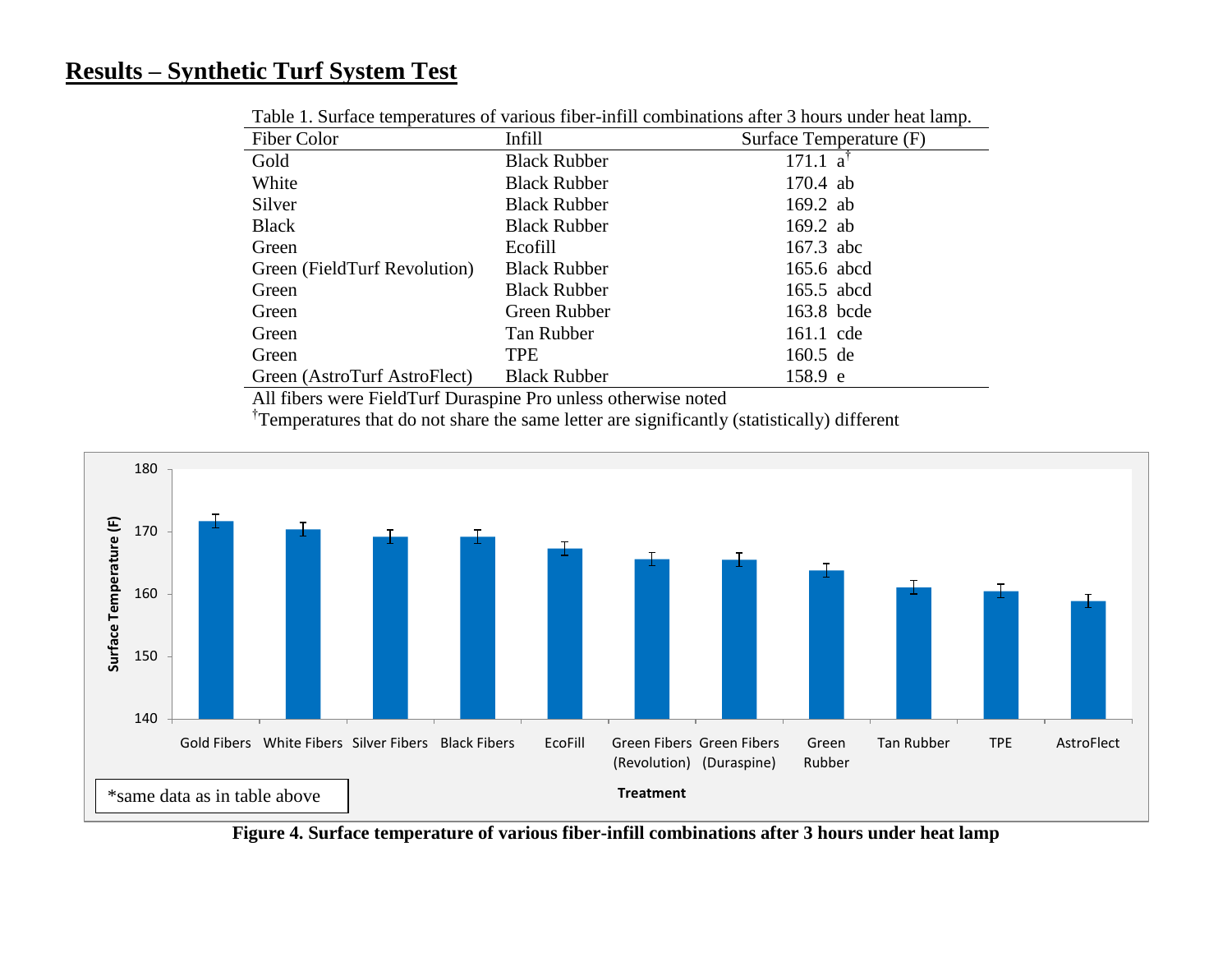# Results – Synthetic Turf System Test

Table 1. Surface temperatures of various fiber-infill combinations after 3 hours under heat lamp.

| Fiber Color | Infill | Surface Temperature (F) |
|---|---|---|
| Gold | Black Rubber | 171.1 a[†] |
| White | Black Rubber | 170.4 ab |
| Silver | Black Rubber | 169.2 ab |
| Black | Black Rubber | 169.2 ab |
| Green | Ecofill | 167.3 abc |
| Green (FieldTurf Revolution) | Black Rubber | 165.6 abcd |
| Green | Black Rubber | 165.5 abcd |
| Green | Green Rubber | 163.8 bcde |
| Green | Tan Rubber | 161.1 cde |
| Green | TPE | 160.5 de |
| Green (AstroTurf AstroFlect) | Black Rubber | 158.9 e |

All fibers were FieldTurf Duraspine Pro unless otherwise noted

[†]Temperatures that do not share the same letter are significantly (statistically) different

*same data as in table above

**Figure 4. Surface temperature of various fiber-infill combinations after 3 hours under heat lamp**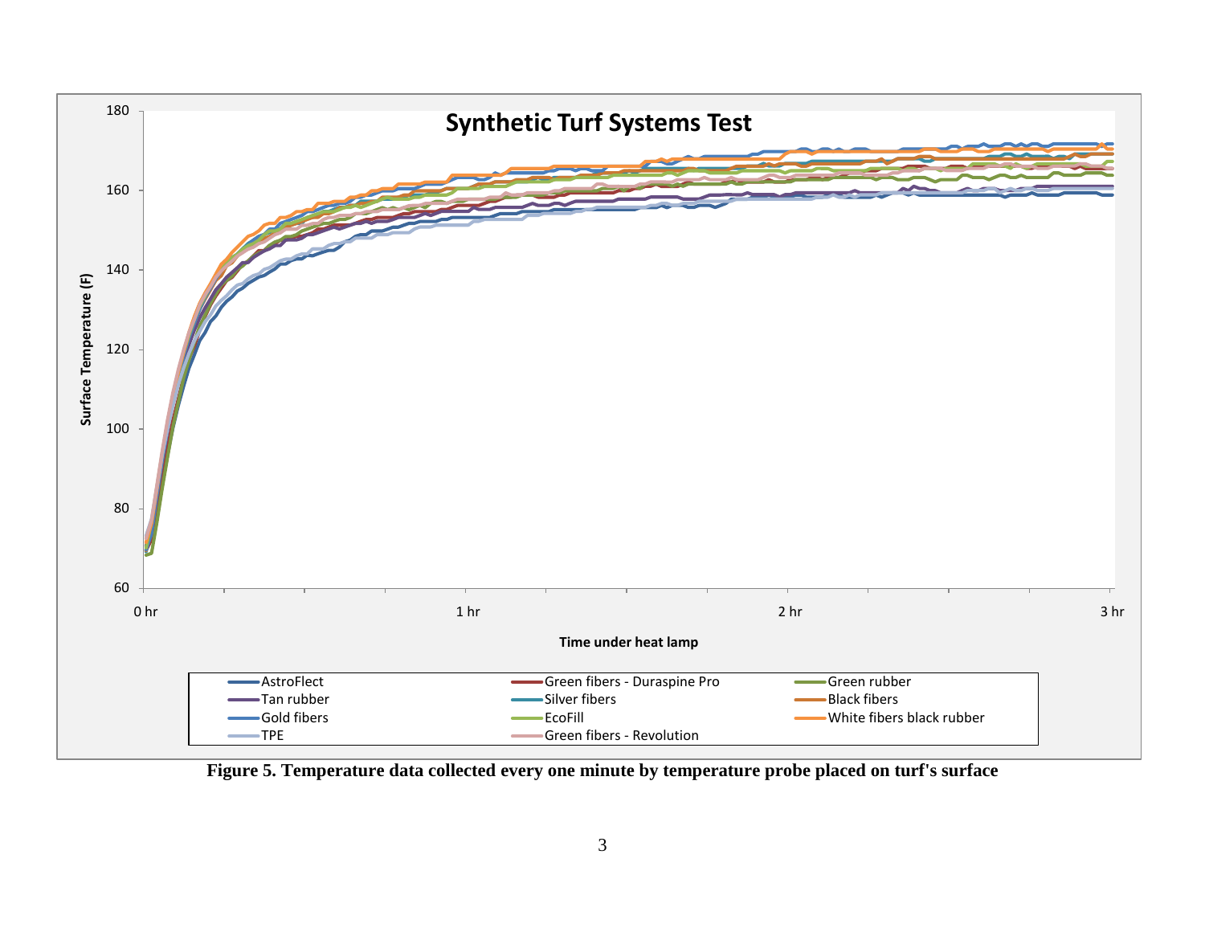**Synthetic Turf Systems Test**

Surface Temperature (F): 60, 80, 100, 120, 140, 160, 180

Time under heat lamp: 0 hr, 1 hr, 2 hr, 3 hr

Legend: AstroFlect, Green fibers - Duraspine Pro, Green rubber, Tan rubber, Silver fibers, Black fibers, Gold fibers, EcoFill, White fibers black rubber, TPE, Green fibers - Revolution

**Figure 5. Temperature data collected every one minute by temperature probe placed on turf's surface**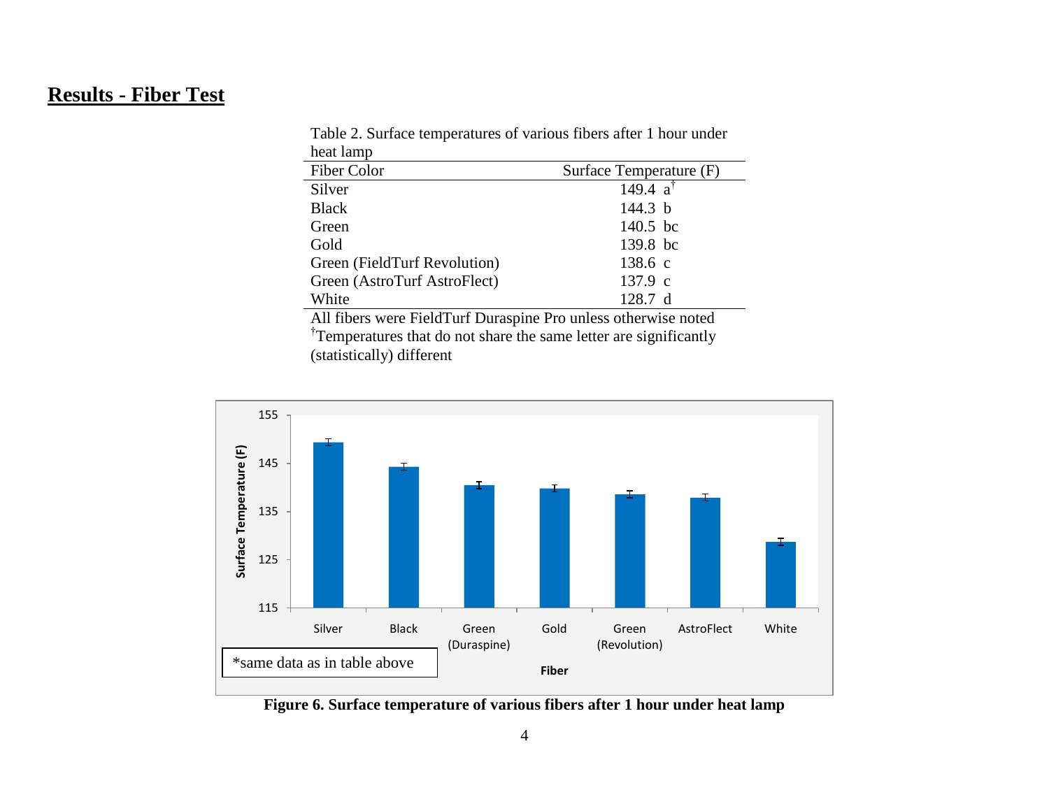## Results - Fiber Test

Table 2. Surface temperatures of various fibers after 1 hour under heat lamp

| Fiber Color | Surface Temperature (F) |
| --- | --- |
| Silver | 149.4 a[†] |
| Black | 144.3 b |
| Green | 140.5 bc |
| Gold | 139.8 bc |
| Green (FieldTurf Revolution) | 138.6 c |
| Green (AstroTurf AstroFlect) | 137.9 c |
| White | 128.7 d |

All fibers were FieldTurf Duraspine Pro unless otherwise noted
[†]Temperatures that do not share the same letter are significantly (statistically) different

*same data as in table above

**Figure 6. Surface temperature of various fibers after 1 hour under heat lamp**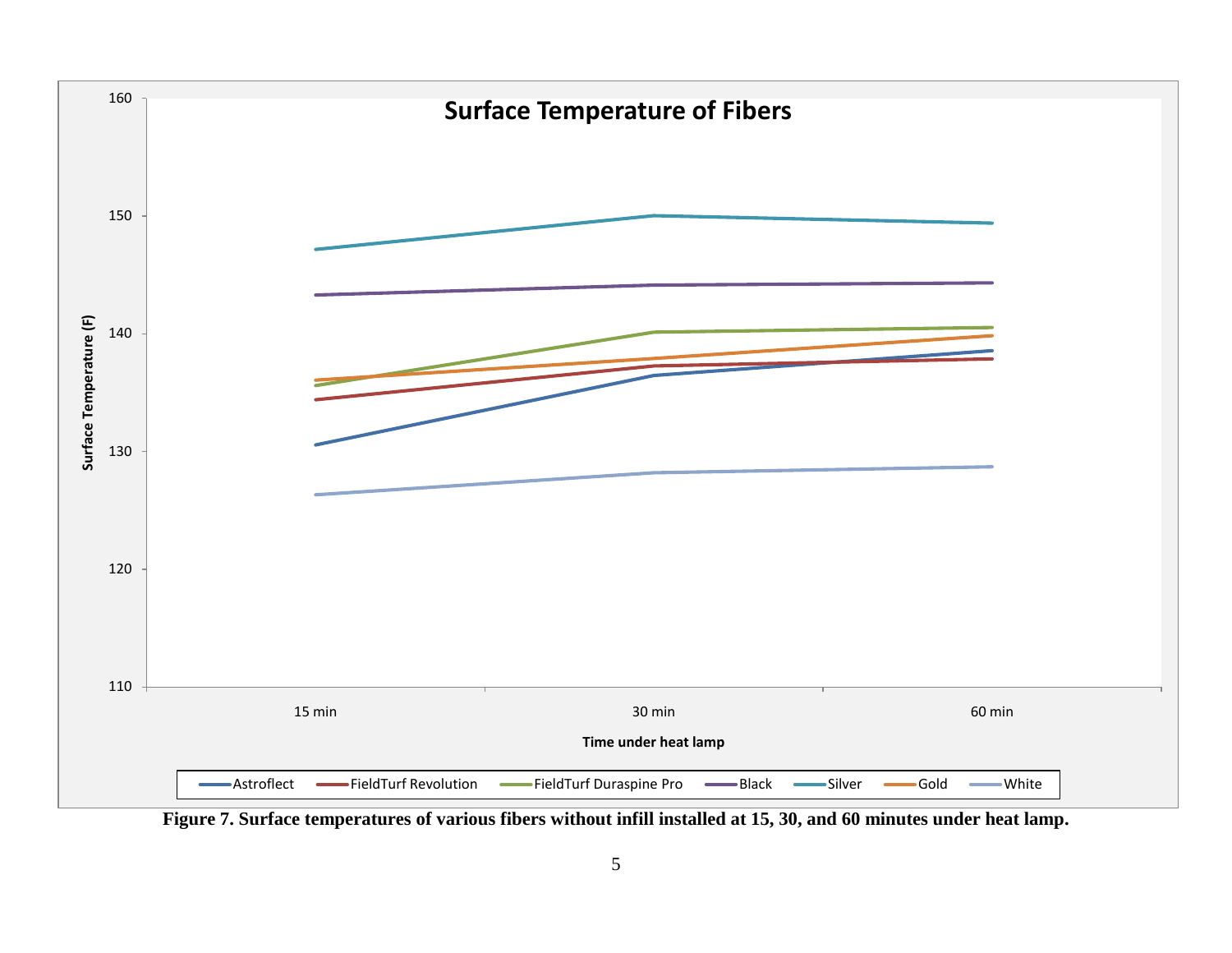Figure 7. Surface temperatures of various fibers without infill installed at 15, 30, and 60 minutes under heat lamp.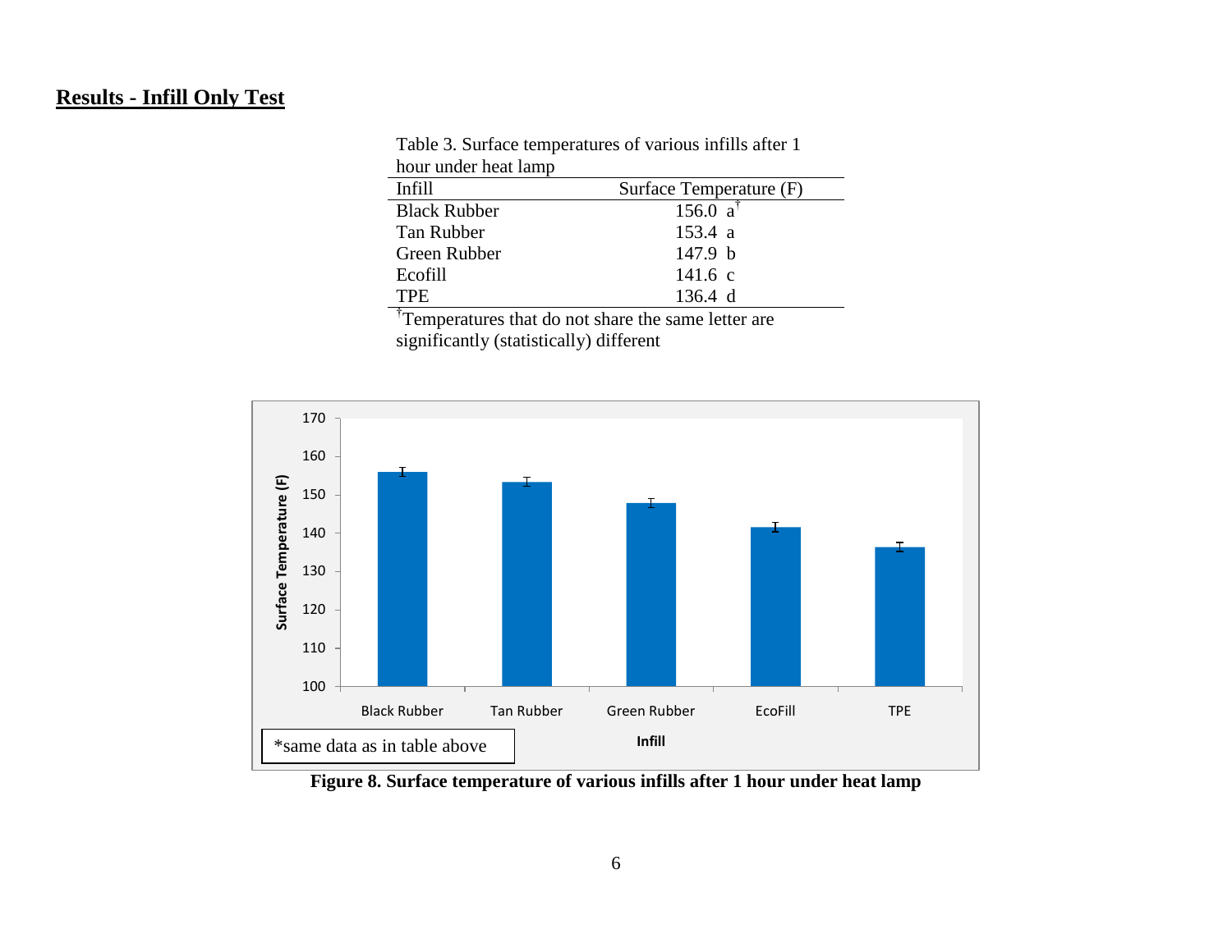## Results - Infill Only Test

Table 3. Surface temperatures of various infills after 1 hour under heat lamp

| Infill | Surface Temperature (F) |
| --- | --- |
| Black Rubber | 156.0 a[†] |
| Tan Rubber | 153.4 a |
| Green Rubber | 147.9 b |
| Ecofill | 141.6 c |
| TPE | 136.4 d |

[†]Temperatures that do not share the same letter are significantly (statistically) different

*same data as in table above

**Figure 8. Surface temperature of various infills after 1 hour under heat lamp**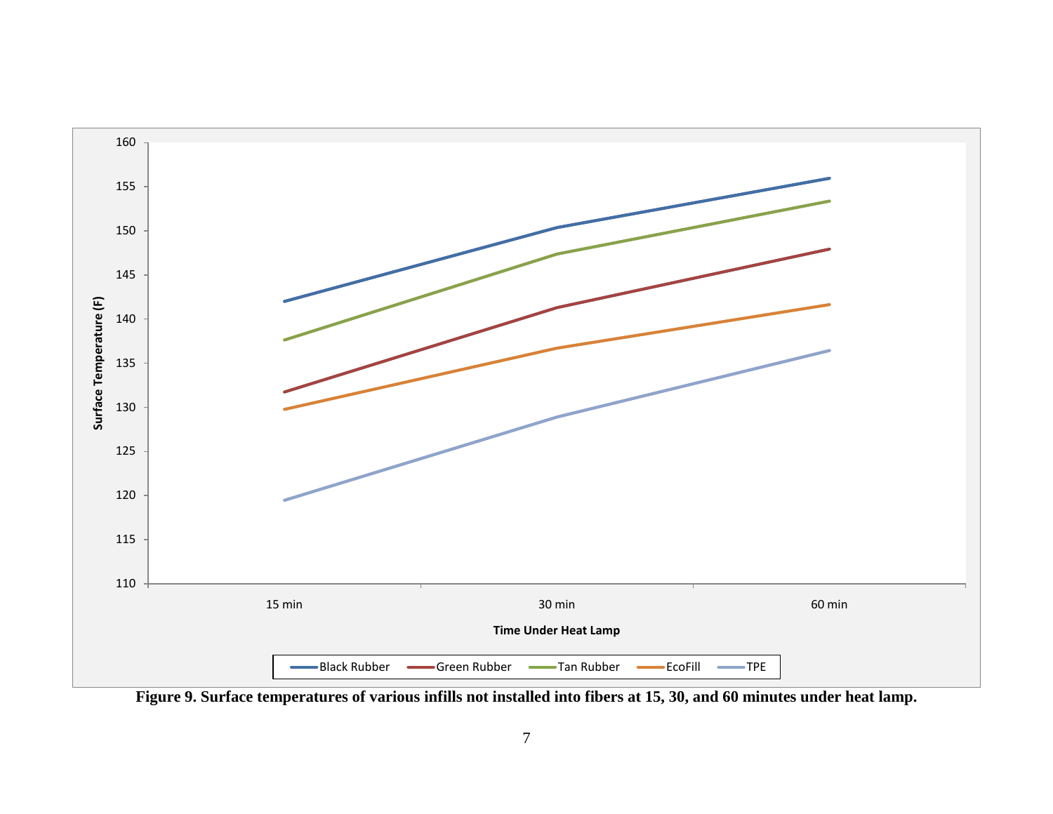**Figure 9. Surface temperatures of various infills not installed into fibers at 15, 30, and 60 minutes under heat lamp.**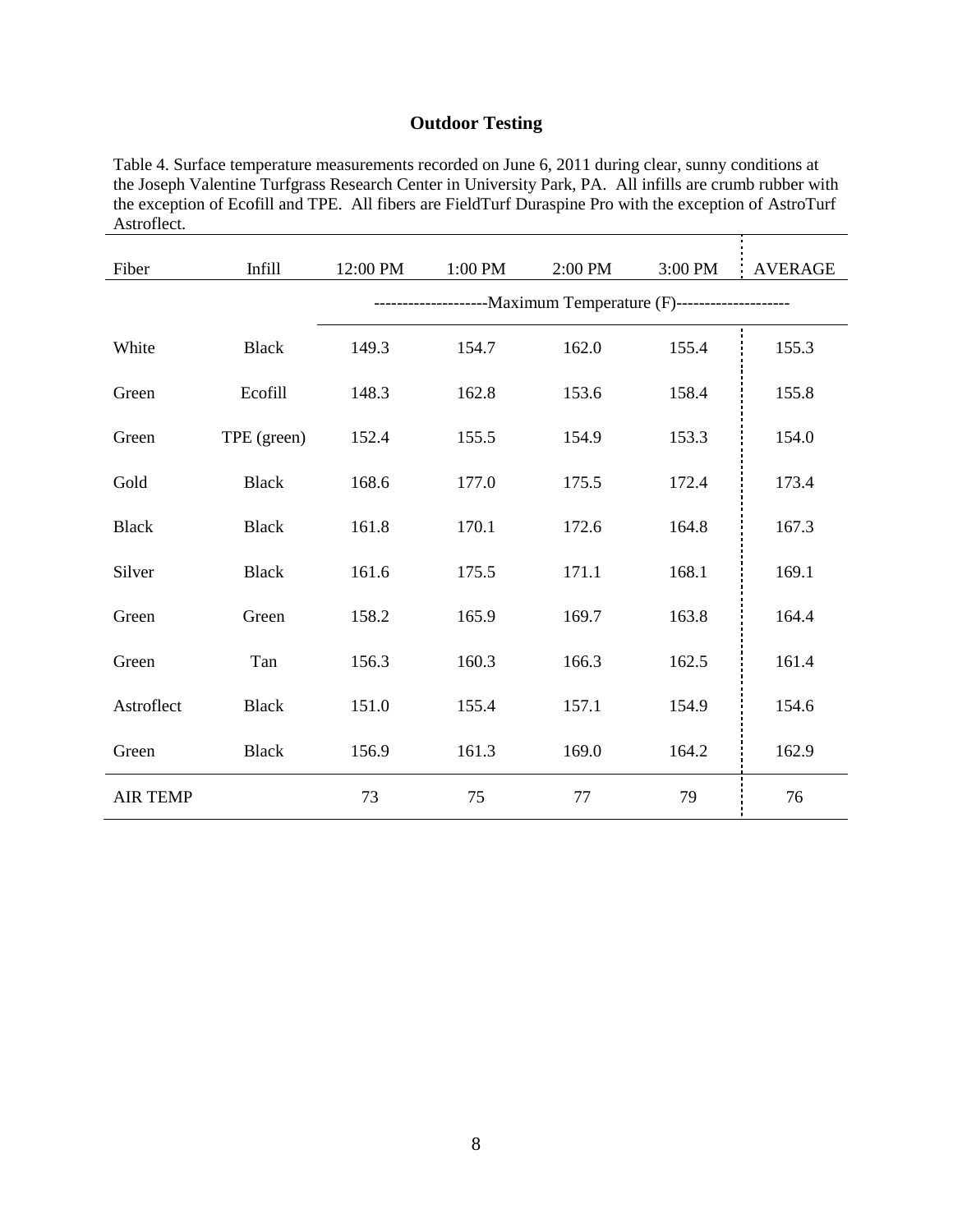## Outdoor Testing

Table 4. Surface temperature measurements recorded on June 6, 2011 during clear, sunny conditions at the Joseph Valentine Turfgrass Research Center in University Park, PA. All infills are crumb rubber with the exception of Ecofill and TPE. All fibers are FieldTurf Duraspine Pro with the exception of AstroTurf Astroflect.

| Fiber | Infill | 12:00 PM | 1:00 PM | 2:00 PM | 3:00 PM | AVERAGE |
|---|---|---|---|---|---|---|
| | | --------------------Maximum Temperature (F)-------------------- | | | | |
| White | Black | 149.3 | 154.7 | 162.0 | 155.4 | 155.3 |
| Green | Ecofill | 148.3 | 162.8 | 153.6 | 158.4 | 155.8 |
| Green | TPE (green) | 152.4 | 155.5 | 154.9 | 153.3 | 154.0 |
| Gold | Black | 168.6 | 177.0 | 175.5 | 172.4 | 173.4 |
| Black | Black | 161.8 | 170.1 | 172.6 | 164.8 | 167.3 |
| Silver | Black | 161.6 | 175.5 | 171.1 | 168.1 | 169.1 |
| Green | Green | 158.2 | 165.9 | 169.7 | 163.8 | 164.4 |
| Green | Tan | 156.3 | 160.3 | 166.3 | 162.5 | 161.4 |
| Astroflect | Black | 151.0 | 155.4 | 157.1 | 154.9 | 154.6 |
| Green | Black | 156.9 | 161.3 | 169.0 | 164.2 | 162.9 |
| AIR TEMP | | 73 | 75 | 77 | 79 | 76 |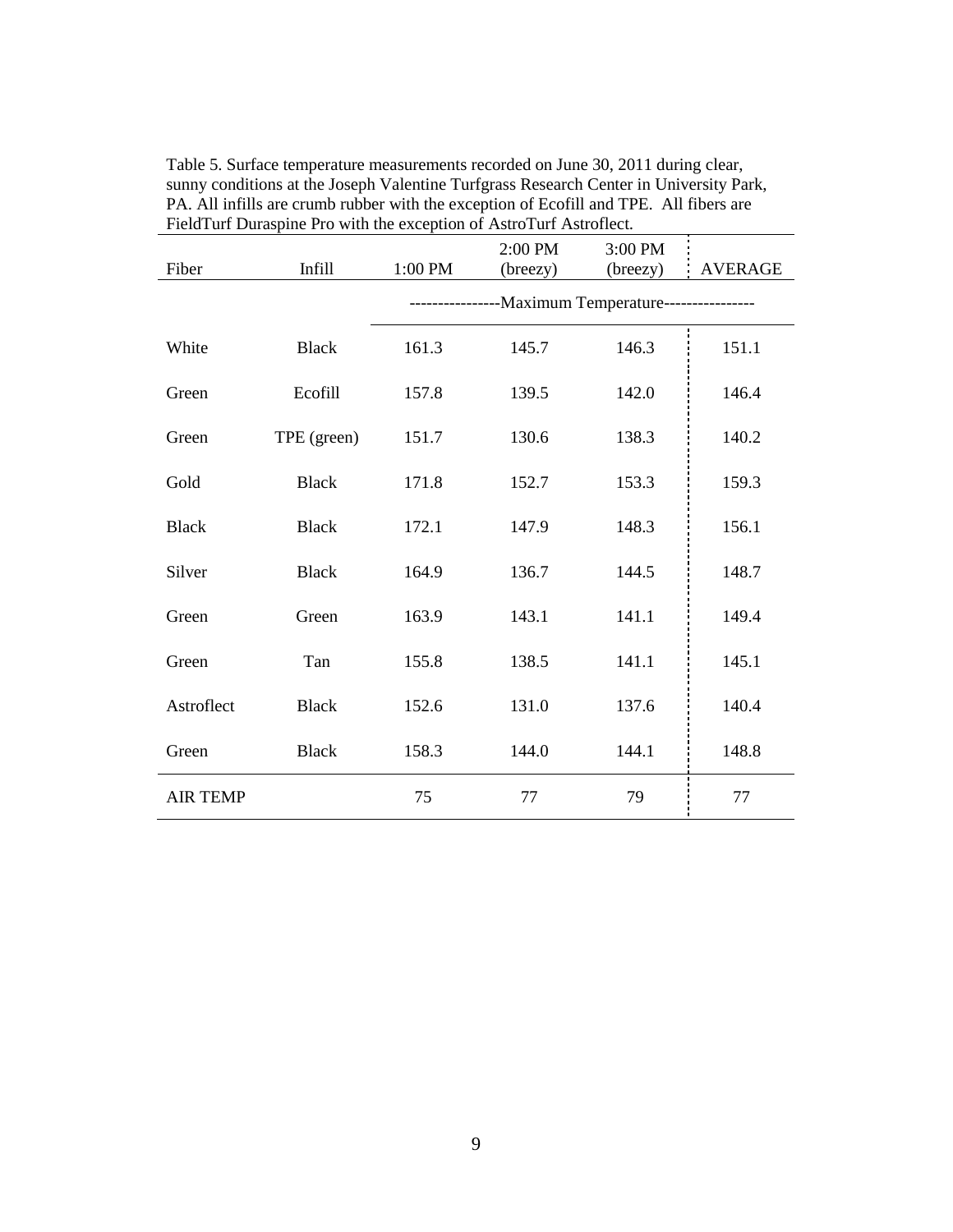Table 5. Surface temperature measurements recorded on June 30, 2011 during clear, sunny conditions at the Joseph Valentine Turfgrass Research Center in University Park, PA. All infills are crumb rubber with the exception of Ecofill and TPE. All fibers are FieldTurf Duraspine Pro with the exception of AstroTurf Astroflect.

| Fiber | Infill | 1:00 PM | 2:00 PM (breezy) | 3:00 PM (breezy) | AVERAGE |
|---|---|---|---|---|---|
| | | ----------------Maximum Temperature---------------- | | | |
| White | Black | 161.3 | 145.7 | 146.3 | 151.1 |
| Green | Ecofill | 157.8 | 139.5 | 142.0 | 146.4 |
| Green | TPE (green) | 151.7 | 130.6 | 138.3 | 140.2 |
| Gold | Black | 171.8 | 152.7 | 153.3 | 159.3 |
| Black | Black | 172.1 | 147.9 | 148.3 | 156.1 |
| Silver | Black | 164.9 | 136.7 | 144.5 | 148.7 |
| Green | Green | 163.9 | 143.1 | 141.1 | 149.4 |
| Green | Tan | 155.8 | 138.5 | 141.1 | 145.1 |
| Astroflect | Black | 152.6 | 131.0 | 137.6 | 140.4 |
| Green | Black | 158.3 | 144.0 | 144.1 | 148.8 |
| AIR TEMP | | 75 | 77 | 79 | 77 |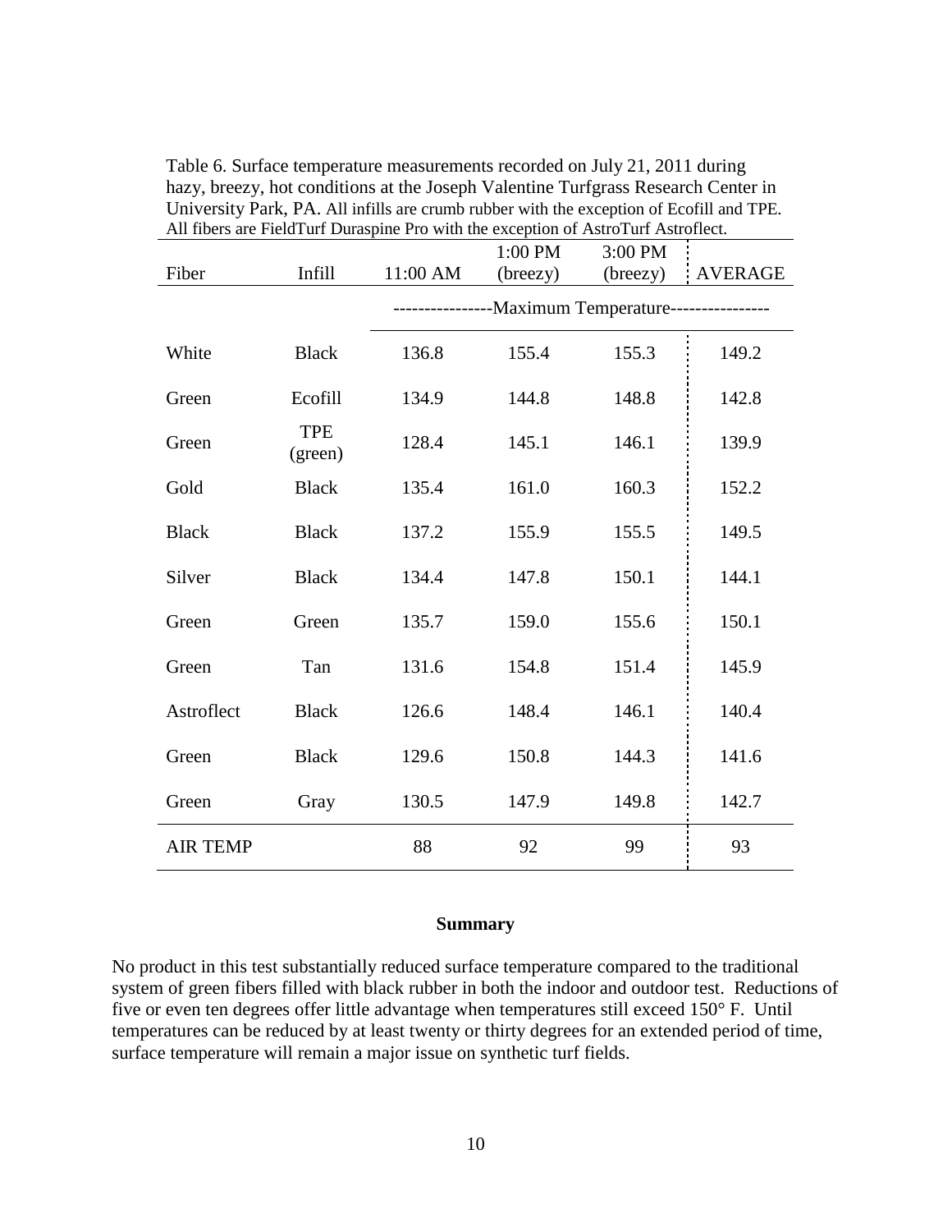Table 6. Surface temperature measurements recorded on July 21, 2011 during hazy, breezy, hot conditions at the Joseph Valentine Turfgrass Research Center in University Park, PA. All infills are crumb rubber with the exception of Ecofill and TPE. All fibers are FieldTurf Duraspine Pro with the exception of AstroTurf Astroflect.

| Fiber | Infill | 11:00 AM | 1:00 PM (breezy) | 3:00 PM (breezy) | AVERAGE |
|---|---|---|---|---|---|
| | | ----------------Maximum Temperature---------------- | | | |
| White | Black | 136.8 | 155.4 | 155.3 | 149.2 |
| Green | Ecofill | 134.9 | 144.8 | 148.8 | 142.8 |
| Green | TPE (green) | 128.4 | 145.1 | 146.1 | 139.9 |
| Gold | Black | 135.4 | 161.0 | 160.3 | 152.2 |
| Black | Black | 137.2 | 155.9 | 155.5 | 149.5 |
| Silver | Black | 134.4 | 147.8 | 150.1 | 144.1 |
| Green | Green | 135.7 | 159.0 | 155.6 | 150.1 |
| Green | Tan | 131.6 | 154.8 | 151.4 | 145.9 |
| Astroflect | Black | 126.6 | 148.4 | 146.1 | 140.4 |
| Green | Black | 129.6 | 150.8 | 144.3 | 141.6 |
| Green | Gray | 130.5 | 147.9 | 149.8 | 142.7 |
| AIR TEMP | | 88 | 92 | 99 | 93 |

**Summary**

No product in this test substantially reduced surface temperature compared to the traditional system of green fibers filled with black rubber in both the indoor and outdoor test. Reductions of five or even ten degrees offer little advantage when temperatures still exceed 150° F. Until temperatures can be reduced by at least twenty or thirty degrees for an extended period of time, surface temperature will remain a major issue on synthetic turf fields.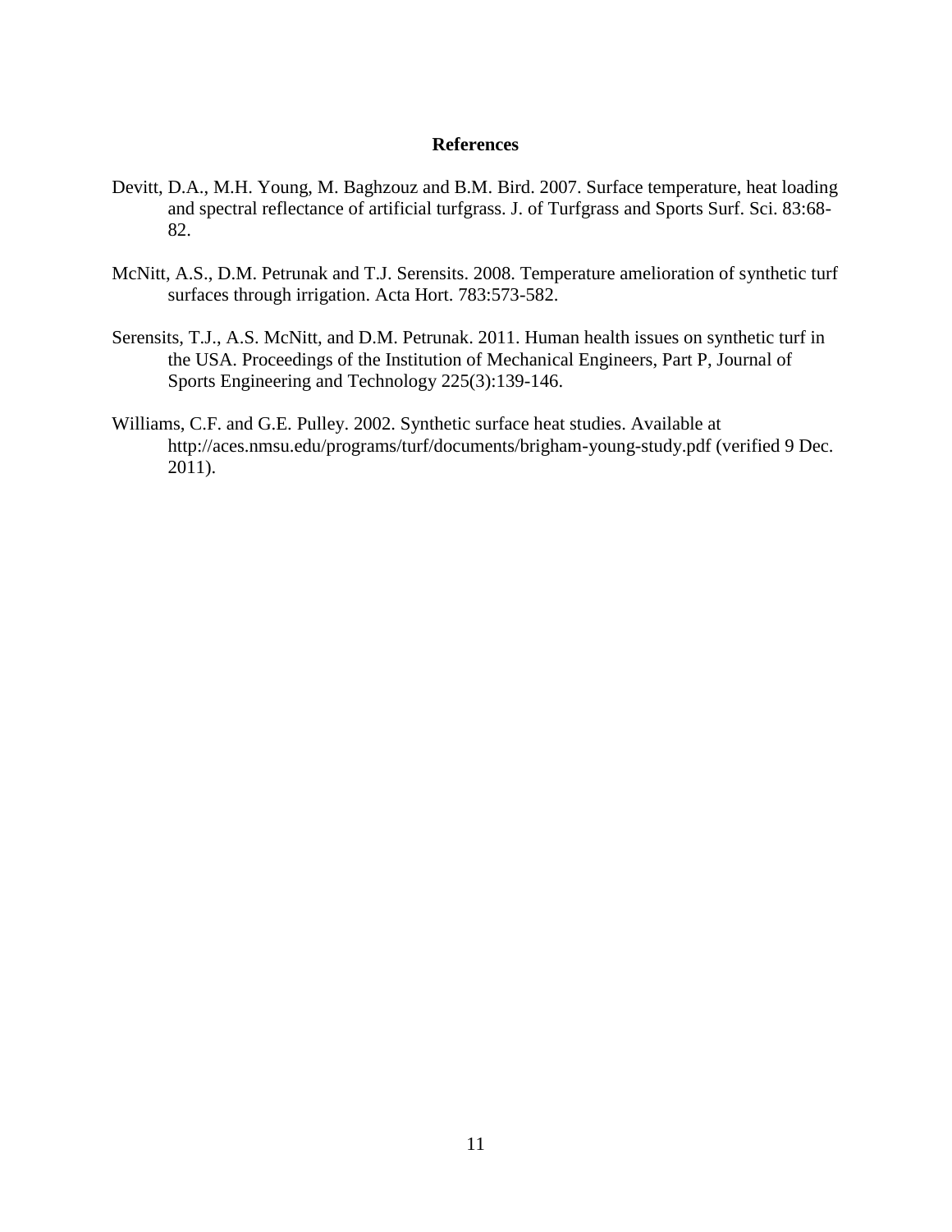## References

Devitt, D.A., M.H. Young, M. Baghzouz and B.M. Bird. 2007. Surface temperature, heat loading and spectral reflectance of artificial turfgrass. J. of Turfgrass and Sports Surf. Sci. 83:68-82.

McNitt, A.S., D.M. Petrunak and T.J. Serensits. 2008. Temperature amelioration of synthetic turf surfaces through irrigation. Acta Hort. 783:573-582.

Serensits, T.J., A.S. McNitt, and D.M. Petrunak. 2011. Human health issues on synthetic turf in the USA. Proceedings of the Institution of Mechanical Engineers, Part P, Journal of Sports Engineering and Technology 225(3):139-146.

Williams, C.F. and G.E. Pulley. 2002. Synthetic surface heat studies. Available at http://aces.nmsu.edu/programs/turf/documents/brigham-young-study.pdf (verified 9 Dec. 2011).